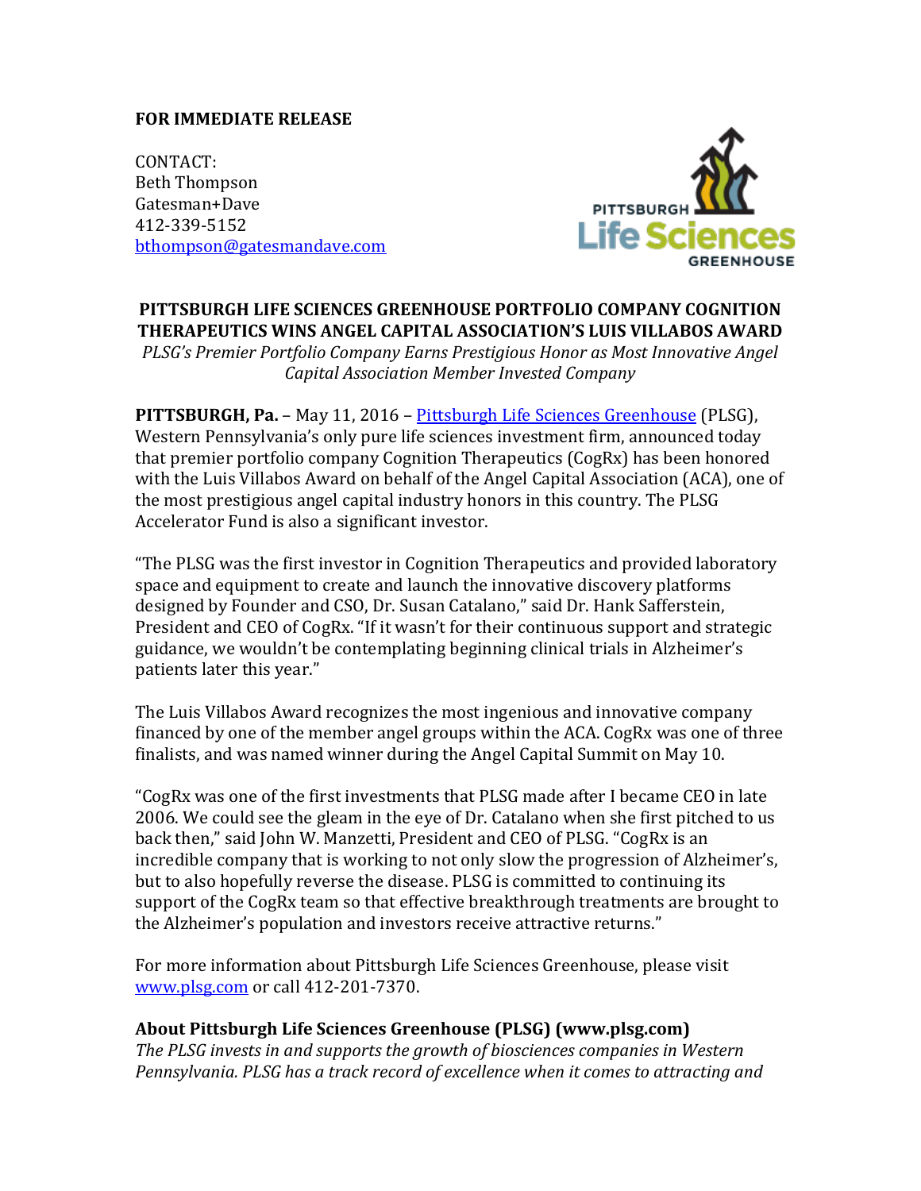**FOR IMMEDIATE RELEASE**

CONTACT:
Beth Thompson
Gatesman+Dave
412-339-5152
bthompson@gatesmandave.com

# PITTSBURGH LIFE SCIENCES GREENHOUSE PORTFOLIO COMPANY COGNITION THERAPEUTICS WINS ANGEL CAPITAL ASSOCIATION'S LUIS VILLABOS AWARD

*PLSG's Premier Portfolio Company Earns Prestigious Honor as Most Innovative Angel Capital Association Member Invested Company*

**PITTSBURGH, Pa.** – May 11, 2016 – Pittsburgh Life Sciences Greenhouse (PLSG), Western Pennsylvania's only pure life sciences investment firm, announced today that premier portfolio company Cognition Therapeutics (CogRx) has been honored with the Luis Villabos Award on behalf of the Angel Capital Association (ACA), one of the most prestigious angel capital industry honors in this country. The PLSG Accelerator Fund is also a significant investor.

"The PLSG was the first investor in Cognition Therapeutics and provided laboratory space and equipment to create and launch the innovative discovery platforms designed by Founder and CSO, Dr. Susan Catalano," said Dr. Hank Safferstein, President and CEO of CogRx. "If it wasn't for their continuous support and strategic guidance, we wouldn't be contemplating beginning clinical trials in Alzheimer's patients later this year."

The Luis Villabos Award recognizes the most ingenious and innovative company financed by one of the member angel groups within the ACA. CogRx was one of three finalists, and was named winner during the Angel Capital Summit on May 10.

"CogRx was one of the first investments that PLSG made after I became CEO in late 2006. We could see the gleam in the eye of Dr. Catalano when she first pitched to us back then," said John W. Manzetti, President and CEO of PLSG. "CogRx is an incredible company that is working to not only slow the progression of Alzheimer's, but to also hopefully reverse the disease. PLSG is committed to continuing its support of the CogRx team so that effective breakthrough treatments are brought to the Alzheimer's population and investors receive attractive returns."

For more information about Pittsburgh Life Sciences Greenhouse, please visit www.plsg.com or call 412-201-7370.

### About Pittsburgh Life Sciences Greenhouse (PLSG) (www.plsg.com)

*The PLSG invests in and supports the growth of biosciences companies in Western Pennsylvania. PLSG has a track record of excellence when it comes to attracting and*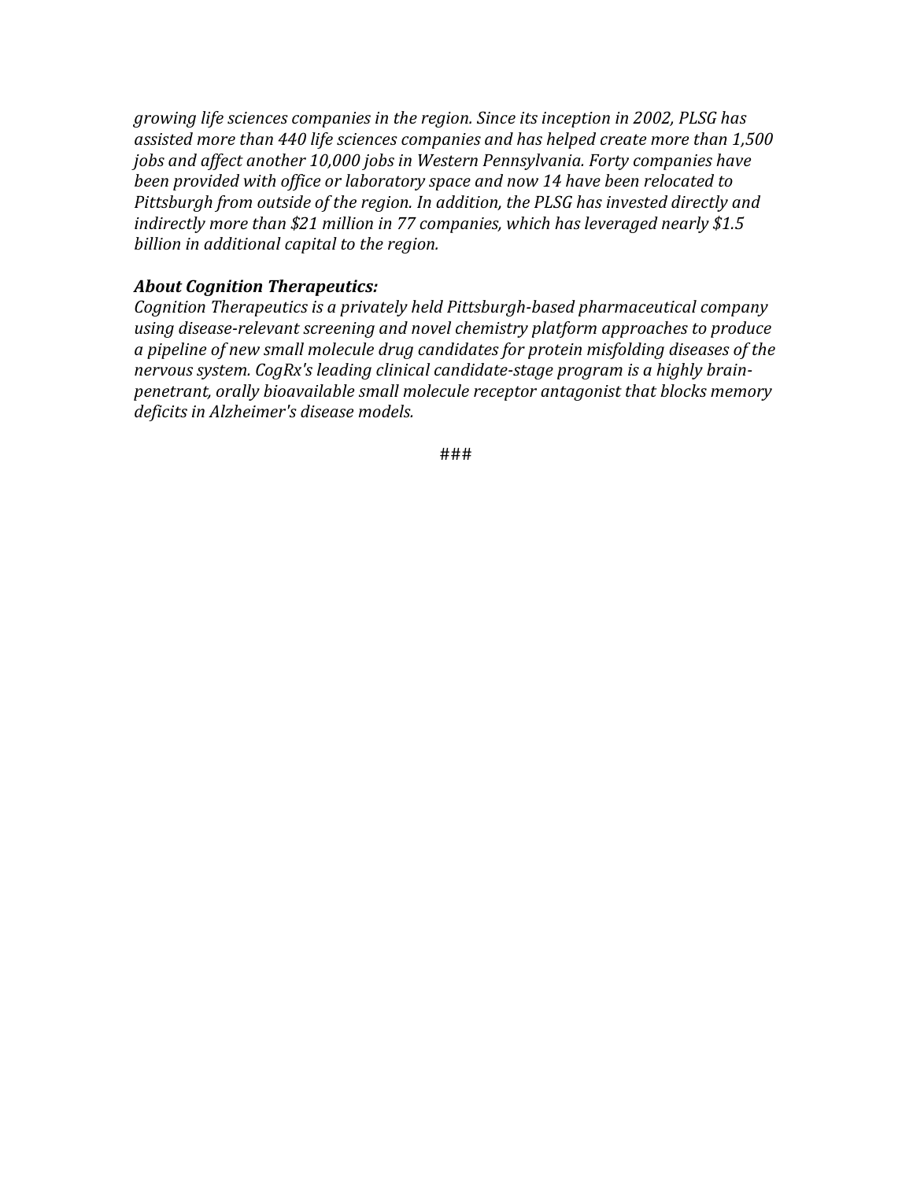*growing life sciences companies in the region. Since its inception in 2002, PLSG has assisted more than 440 life sciences companies and has helped create more than 1,500 jobs and affect another 10,000 jobs in Western Pennsylvania. Forty companies have been provided with office or laboratory space and now 14 have been relocated to Pittsburgh from outside of the region. In addition, the PLSG has invested directly and indirectly more than $21 million in 77 companies, which has leveraged nearly $1.5 billion in additional capital to the region.*

***About Cognition Therapeutics:***
*Cognition Therapeutics is a privately held Pittsburgh-based pharmaceutical company using disease-relevant screening and novel chemistry platform approaches to produce a pipeline of new small molecule drug candidates for protein misfolding diseases of the nervous system. CogRx's leading clinical candidate-stage program is a highly brain-penetrant, orally bioavailable small molecule receptor antagonist that blocks memory deficits in Alzheimer's disease models.*

###